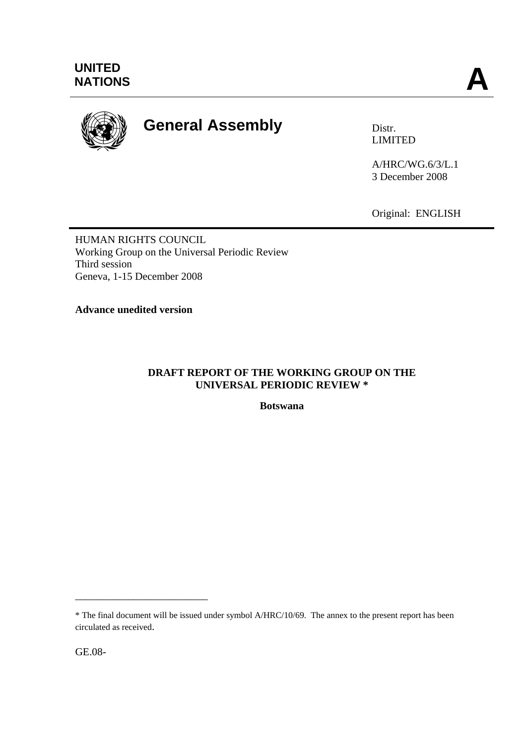UNITED NATIONS **A**

**General Assembly**

Distr.
LIMITED

A/HRC/WG.6/3/L.1
3 December 2008

Original: ENGLISH

HUMAN RIGHTS COUNCIL
Working Group on the Universal Periodic Review
Third session
Geneva, 1-15 December 2008

**Advance unedited version**

**DRAFT REPORT OF THE WORKING GROUP ON THE UNIVERSAL PERIODIC REVIEW ***

**Botswana**

---

\* The final document will be issued under symbol A/HRC/10/69. The annex to the present report has been circulated as received.

GE.08-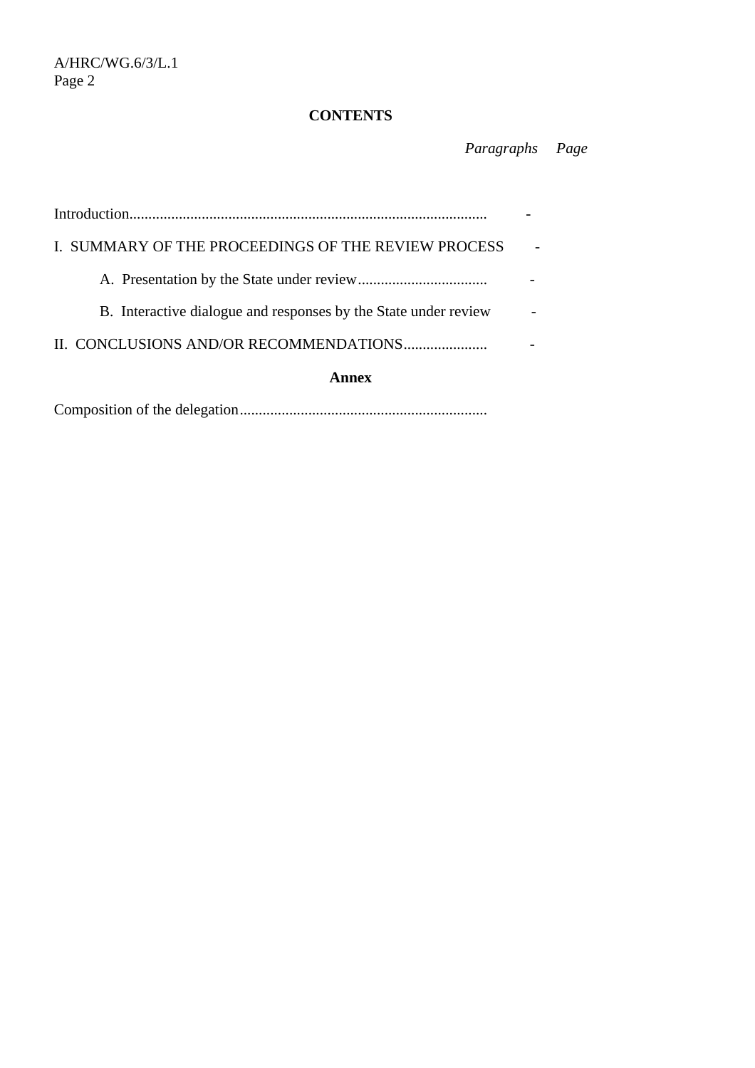**CONTENTS**

| | *Paragraphs* | *Page* |
|---|---|---|
| Introduction | - | |
| I. SUMMARY OF THE PROCEEDINGS OF THE REVIEW PROCESS | - | |
| A. Presentation by the State under review | - | |
| B. Interactive dialogue and responses by the State under review | - | |
| II. CONCLUSIONS AND/OR RECOMMENDATIONS | - | |

**Annex**

Composition of the delegation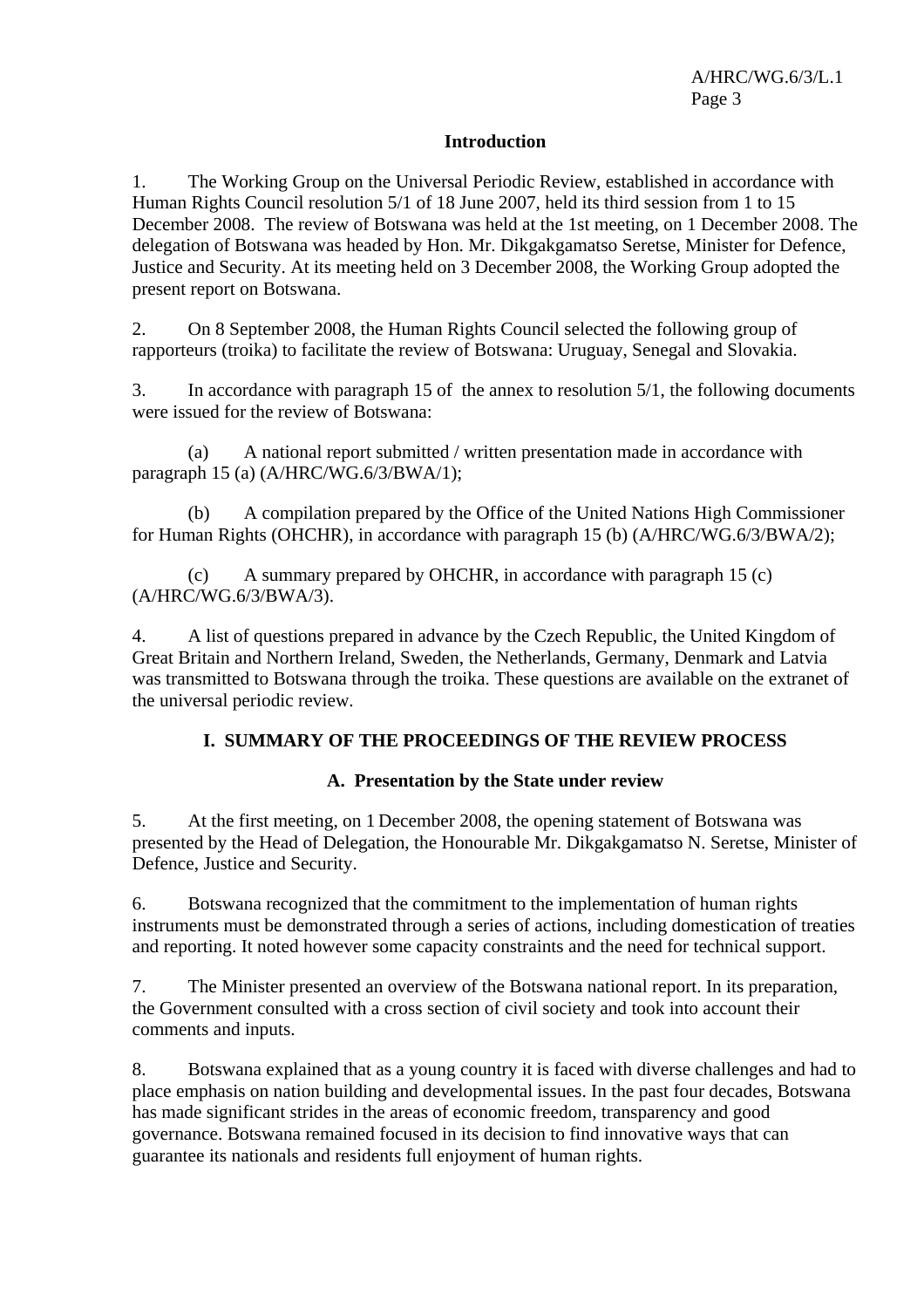## Introduction

1. The Working Group on the Universal Periodic Review, established in accordance with Human Rights Council resolution 5/1 of 18 June 2007, held its third session from 1 to 15 December 2008. The review of Botswana was held at the 1st meeting, on 1 December 2008. The delegation of Botswana was headed by Hon. Mr. Dikgakgamatso Seretse, Minister for Defence, Justice and Security. At its meeting held on 3 December 2008, the Working Group adopted the present report on Botswana.

2. On 8 September 2008, the Human Rights Council selected the following group of rapporteurs (troika) to facilitate the review of Botswana: Uruguay, Senegal and Slovakia.

3. In accordance with paragraph 15 of the annex to resolution 5/1, the following documents were issued for the review of Botswana:

(a) A national report submitted / written presentation made in accordance with paragraph 15 (a) (A/HRC/WG.6/3/BWA/1);

(b) A compilation prepared by the Office of the United Nations High Commissioner for Human Rights (OHCHR), in accordance with paragraph 15 (b) (A/HRC/WG.6/3/BWA/2);

(c) A summary prepared by OHCHR, in accordance with paragraph 15 (c) (A/HRC/WG.6/3/BWA/3).

4. A list of questions prepared in advance by the Czech Republic, the United Kingdom of Great Britain and Northern Ireland, Sweden, the Netherlands, Germany, Denmark and Latvia was transmitted to Botswana through the troika. These questions are available on the extranet of the universal periodic review.

## I. SUMMARY OF THE PROCEEDINGS OF THE REVIEW PROCESS

### A. Presentation by the State under review

5. At the first meeting, on 1 December 2008, the opening statement of Botswana was presented by the Head of Delegation, the Honourable Mr. Dikgakgamatso N. Seretse, Minister of Defence, Justice and Security.

6. Botswana recognized that the commitment to the implementation of human rights instruments must be demonstrated through a series of actions, including domestication of treaties and reporting. It noted however some capacity constraints and the need for technical support.

7. The Minister presented an overview of the Botswana national report. In its preparation, the Government consulted with a cross section of civil society and took into account their comments and inputs.

8. Botswana explained that as a young country it is faced with diverse challenges and had to place emphasis on nation building and developmental issues. In the past four decades, Botswana has made significant strides in the areas of economic freedom, transparency and good governance. Botswana remained focused in its decision to find innovative ways that can guarantee its nationals and residents full enjoyment of human rights.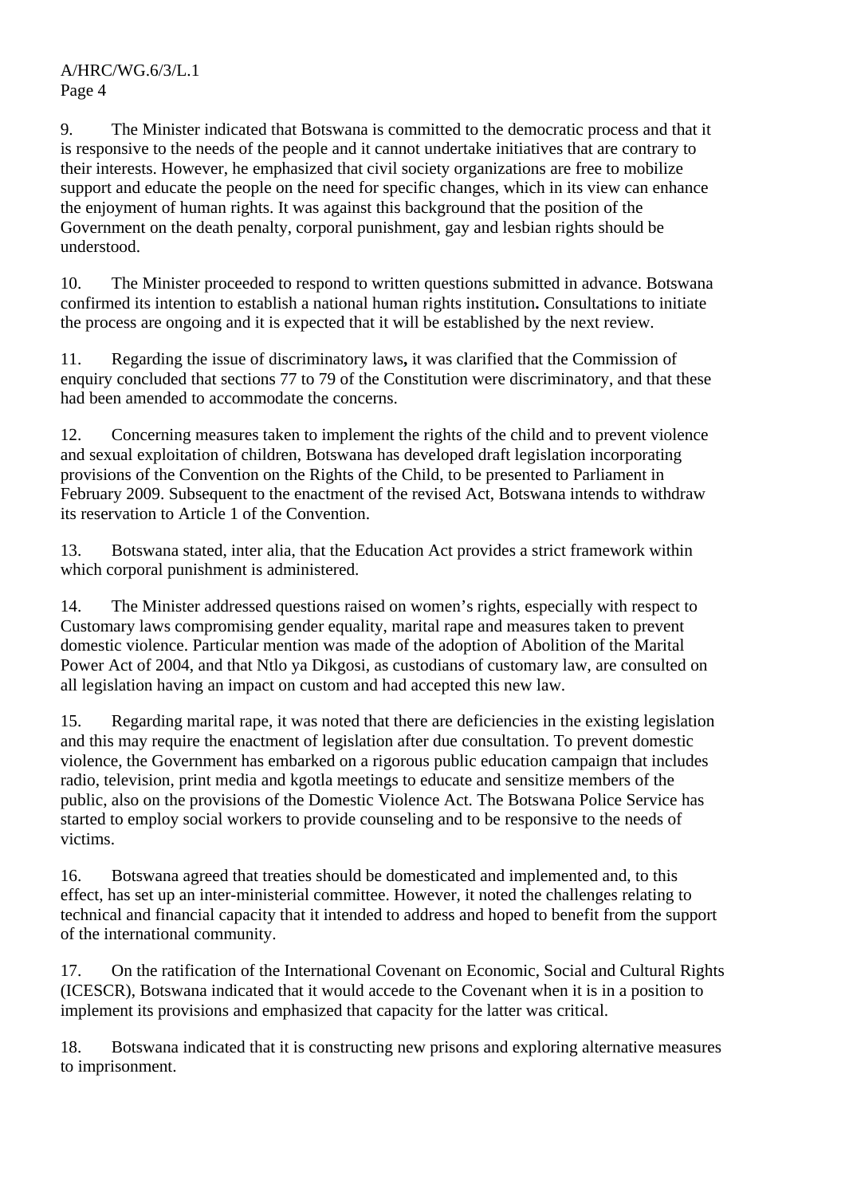9. The Minister indicated that Botswana is committed to the democratic process and that it is responsive to the needs of the people and it cannot undertake initiatives that are contrary to their interests. However, he emphasized that civil society organizations are free to mobilize support and educate the people on the need for specific changes, which in its view can enhance the enjoyment of human rights. It was against this background that the position of the Government on the death penalty, corporal punishment, gay and lesbian rights should be understood.

10. The Minister proceeded to respond to written questions submitted in advance. Botswana confirmed its intention to establish a national human rights institution**.** Consultations to initiate the process are ongoing and it is expected that it will be established by the next review.

11. Regarding the issue of discriminatory laws**,** it was clarified that the Commission of enquiry concluded that sections 77 to 79 of the Constitution were discriminatory, and that these had been amended to accommodate the concerns.

12. Concerning measures taken to implement the rights of the child and to prevent violence and sexual exploitation of children, Botswana has developed draft legislation incorporating provisions of the Convention on the Rights of the Child, to be presented to Parliament in February 2009. Subsequent to the enactment of the revised Act, Botswana intends to withdraw its reservation to Article 1 of the Convention.

13. Botswana stated, inter alia, that the Education Act provides a strict framework within which corporal punishment is administered.

14. The Minister addressed questions raised on women's rights, especially with respect to Customary laws compromising gender equality, marital rape and measures taken to prevent domestic violence. Particular mention was made of the adoption of Abolition of the Marital Power Act of 2004, and that Ntlo ya Dikgosi, as custodians of customary law, are consulted on all legislation having an impact on custom and had accepted this new law.

15. Regarding marital rape, it was noted that there are deficiencies in the existing legislation and this may require the enactment of legislation after due consultation. To prevent domestic violence, the Government has embarked on a rigorous public education campaign that includes radio, television, print media and kgotla meetings to educate and sensitize members of the public, also on the provisions of the Domestic Violence Act. The Botswana Police Service has started to employ social workers to provide counseling and to be responsive to the needs of victims.

16. Botswana agreed that treaties should be domesticated and implemented and, to this effect, has set up an inter-ministerial committee. However, it noted the challenges relating to technical and financial capacity that it intended to address and hoped to benefit from the support of the international community.

17. On the ratification of the International Covenant on Economic, Social and Cultural Rights (ICESCR), Botswana indicated that it would accede to the Covenant when it is in a position to implement its provisions and emphasized that capacity for the latter was critical.

18. Botswana indicated that it is constructing new prisons and exploring alternative measures to imprisonment.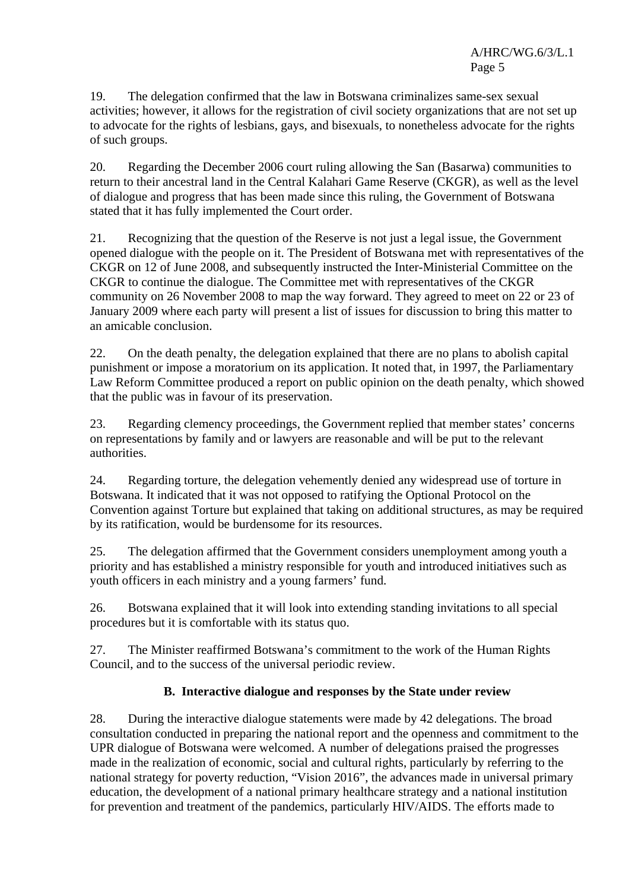19. The delegation confirmed that the law in Botswana criminalizes same-sex sexual activities; however, it allows for the registration of civil society organizations that are not set up to advocate for the rights of lesbians, gays, and bisexuals, to nonetheless advocate for the rights of such groups.

20. Regarding the December 2006 court ruling allowing the San (Basarwa) communities to return to their ancestral land in the Central Kalahari Game Reserve (CKGR), as well as the level of dialogue and progress that has been made since this ruling, the Government of Botswana stated that it has fully implemented the Court order.

21. Recognizing that the question of the Reserve is not just a legal issue, the Government opened dialogue with the people on it. The President of Botswana met with representatives of the CKGR on 12 of June 2008, and subsequently instructed the Inter-Ministerial Committee on the CKGR to continue the dialogue. The Committee met with representatives of the CKGR community on 26 November 2008 to map the way forward. They agreed to meet on 22 or 23 of January 2009 where each party will present a list of issues for discussion to bring this matter to an amicable conclusion.

22. On the death penalty, the delegation explained that there are no plans to abolish capital punishment or impose a moratorium on its application. It noted that, in 1997, the Parliamentary Law Reform Committee produced a report on public opinion on the death penalty, which showed that the public was in favour of its preservation.

23. Regarding clemency proceedings, the Government replied that member states' concerns on representations by family and or lawyers are reasonable and will be put to the relevant authorities.

24. Regarding torture, the delegation vehemently denied any widespread use of torture in Botswana. It indicated that it was not opposed to ratifying the Optional Protocol on the Convention against Torture but explained that taking on additional structures, as may be required by its ratification, would be burdensome for its resources.

25. The delegation affirmed that the Government considers unemployment among youth a priority and has established a ministry responsible for youth and introduced initiatives such as youth officers in each ministry and a young farmers' fund.

26. Botswana explained that it will look into extending standing invitations to all special procedures but it is comfortable with its status quo.

27. The Minister reaffirmed Botswana's commitment to the work of the Human Rights Council, and to the success of the universal periodic review.

### B. Interactive dialogue and responses by the State under review

28. During the interactive dialogue statements were made by 42 delegations. The broad consultation conducted in preparing the national report and the openness and commitment to the UPR dialogue of Botswana were welcomed. A number of delegations praised the progresses made in the realization of economic, social and cultural rights, particularly by referring to the national strategy for poverty reduction, "Vision 2016", the advances made in universal primary education, the development of a national primary healthcare strategy and a national institution for prevention and treatment of the pandemics, particularly HIV/AIDS. The efforts made to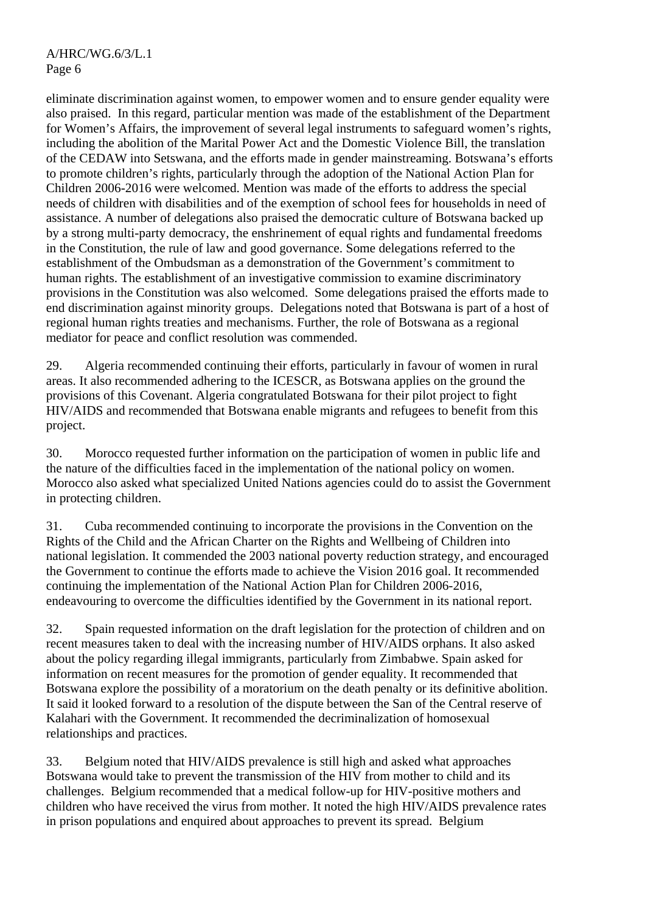eliminate discrimination against women, to empower women and to ensure gender equality were also praised. In this regard, particular mention was made of the establishment of the Department for Women's Affairs, the improvement of several legal instruments to safeguard women's rights, including the abolition of the Marital Power Act and the Domestic Violence Bill, the translation of the CEDAW into Setswana, and the efforts made in gender mainstreaming. Botswana's efforts to promote children's rights, particularly through the adoption of the National Action Plan for Children 2006-2016 were welcomed. Mention was made of the efforts to address the special needs of children with disabilities and of the exemption of school fees for households in need of assistance. A number of delegations also praised the democratic culture of Botswana backed up by a strong multi-party democracy, the enshrinement of equal rights and fundamental freedoms in the Constitution, the rule of law and good governance. Some delegations referred to the establishment of the Ombudsman as a demonstration of the Government's commitment to human rights. The establishment of an investigative commission to examine discriminatory provisions in the Constitution was also welcomed. Some delegations praised the efforts made to end discrimination against minority groups. Delegations noted that Botswana is part of a host of regional human rights treaties and mechanisms. Further, the role of Botswana as a regional mediator for peace and conflict resolution was commended.

29. Algeria recommended continuing their efforts, particularly in favour of women in rural areas. It also recommended adhering to the ICESCR, as Botswana applies on the ground the provisions of this Covenant. Algeria congratulated Botswana for their pilot project to fight HIV/AIDS and recommended that Botswana enable migrants and refugees to benefit from this project.

30. Morocco requested further information on the participation of women in public life and the nature of the difficulties faced in the implementation of the national policy on women. Morocco also asked what specialized United Nations agencies could do to assist the Government in protecting children.

31. Cuba recommended continuing to incorporate the provisions in the Convention on the Rights of the Child and the African Charter on the Rights and Wellbeing of Children into national legislation. It commended the 2003 national poverty reduction strategy, and encouraged the Government to continue the efforts made to achieve the Vision 2016 goal. It recommended continuing the implementation of the National Action Plan for Children 2006-2016, endeavouring to overcome the difficulties identified by the Government in its national report.

32. Spain requested information on the draft legislation for the protection of children and on recent measures taken to deal with the increasing number of HIV/AIDS orphans. It also asked about the policy regarding illegal immigrants, particularly from Zimbabwe. Spain asked for information on recent measures for the promotion of gender equality. It recommended that Botswana explore the possibility of a moratorium on the death penalty or its definitive abolition. It said it looked forward to a resolution of the dispute between the San of the Central reserve of Kalahari with the Government. It recommended the decriminalization of homosexual relationships and practices.

33. Belgium noted that HIV/AIDS prevalence is still high and asked what approaches Botswana would take to prevent the transmission of the HIV from mother to child and its challenges. Belgium recommended that a medical follow-up for HIV-positive mothers and children who have received the virus from mother. It noted the high HIV/AIDS prevalence rates in prison populations and enquired about approaches to prevent its spread. Belgium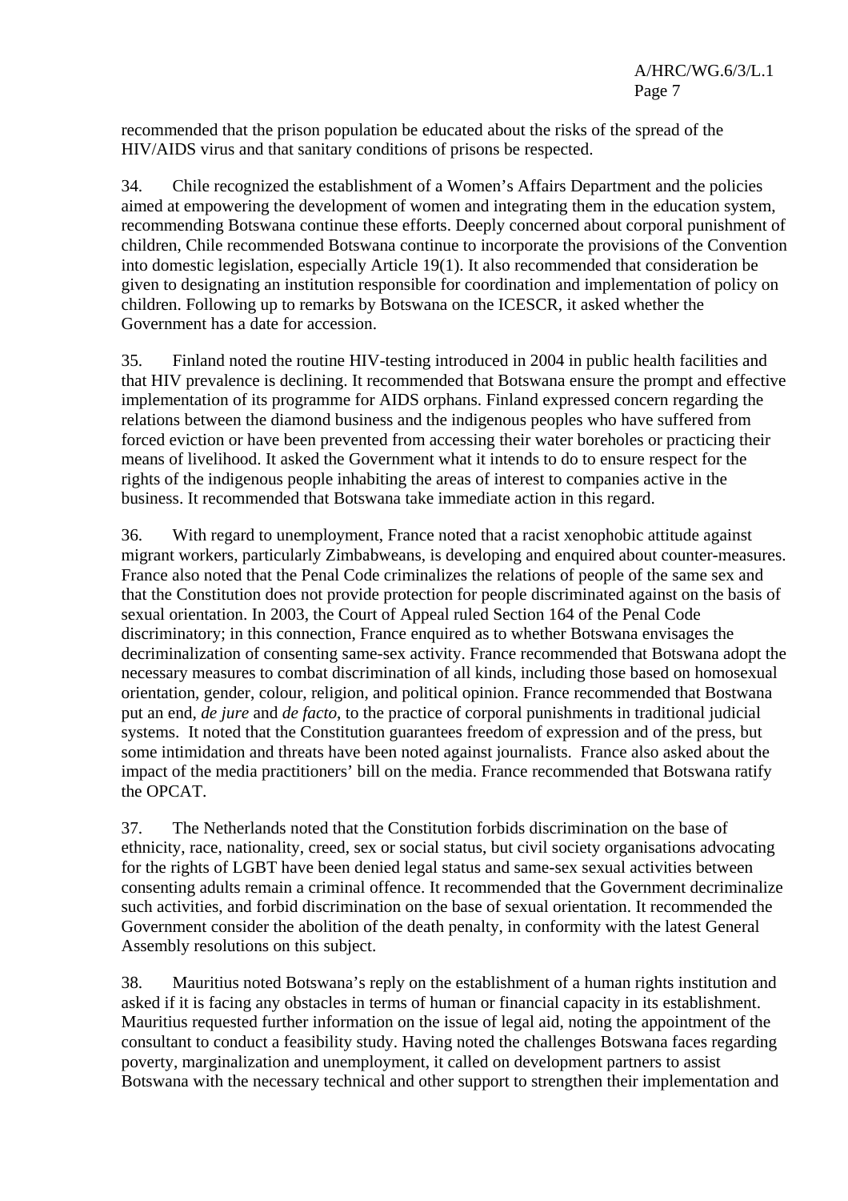recommended that the prison population be educated about the risks of the spread of the HIV/AIDS virus and that sanitary conditions of prisons be respected.

34. Chile recognized the establishment of a Women's Affairs Department and the policies aimed at empowering the development of women and integrating them in the education system, recommending Botswana continue these efforts. Deeply concerned about corporal punishment of children, Chile recommended Botswana continue to incorporate the provisions of the Convention into domestic legislation, especially Article 19(1). It also recommended that consideration be given to designating an institution responsible for coordination and implementation of policy on children. Following up to remarks by Botswana on the ICESCR, it asked whether the Government has a date for accession.

35. Finland noted the routine HIV-testing introduced in 2004 in public health facilities and that HIV prevalence is declining. It recommended that Botswana ensure the prompt and effective implementation of its programme for AIDS orphans. Finland expressed concern regarding the relations between the diamond business and the indigenous peoples who have suffered from forced eviction or have been prevented from accessing their water boreholes or practicing their means of livelihood. It asked the Government what it intends to do to ensure respect for the rights of the indigenous people inhabiting the areas of interest to companies active in the business. It recommended that Botswana take immediate action in this regard.

36. With regard to unemployment, France noted that a racist xenophobic attitude against migrant workers, particularly Zimbabweans, is developing and enquired about counter-measures. France also noted that the Penal Code criminalizes the relations of people of the same sex and that the Constitution does not provide protection for people discriminated against on the basis of sexual orientation. In 2003, the Court of Appeal ruled Section 164 of the Penal Code discriminatory; in this connection, France enquired as to whether Botswana envisages the decriminalization of consenting same-sex activity. France recommended that Botswana adopt the necessary measures to combat discrimination of all kinds, including those based on homosexual orientation, gender, colour, religion, and political opinion. France recommended that Bostwana put an end, *de jure* and *de facto*, to the practice of corporal punishments in traditional judicial systems. It noted that the Constitution guarantees freedom of expression and of the press, but some intimidation and threats have been noted against journalists. France also asked about the impact of the media practitioners' bill on the media. France recommended that Botswana ratify the OPCAT.

37. The Netherlands noted that the Constitution forbids discrimination on the base of ethnicity, race, nationality, creed, sex or social status, but civil society organisations advocating for the rights of LGBT have been denied legal status and same-sex sexual activities between consenting adults remain a criminal offence. It recommended that the Government decriminalize such activities, and forbid discrimination on the base of sexual orientation. It recommended the Government consider the abolition of the death penalty, in conformity with the latest General Assembly resolutions on this subject.

38. Mauritius noted Botswana's reply on the establishment of a human rights institution and asked if it is facing any obstacles in terms of human or financial capacity in its establishment. Mauritius requested further information on the issue of legal aid, noting the appointment of the consultant to conduct a feasibility study. Having noted the challenges Botswana faces regarding poverty, marginalization and unemployment, it called on development partners to assist Botswana with the necessary technical and other support to strengthen their implementation and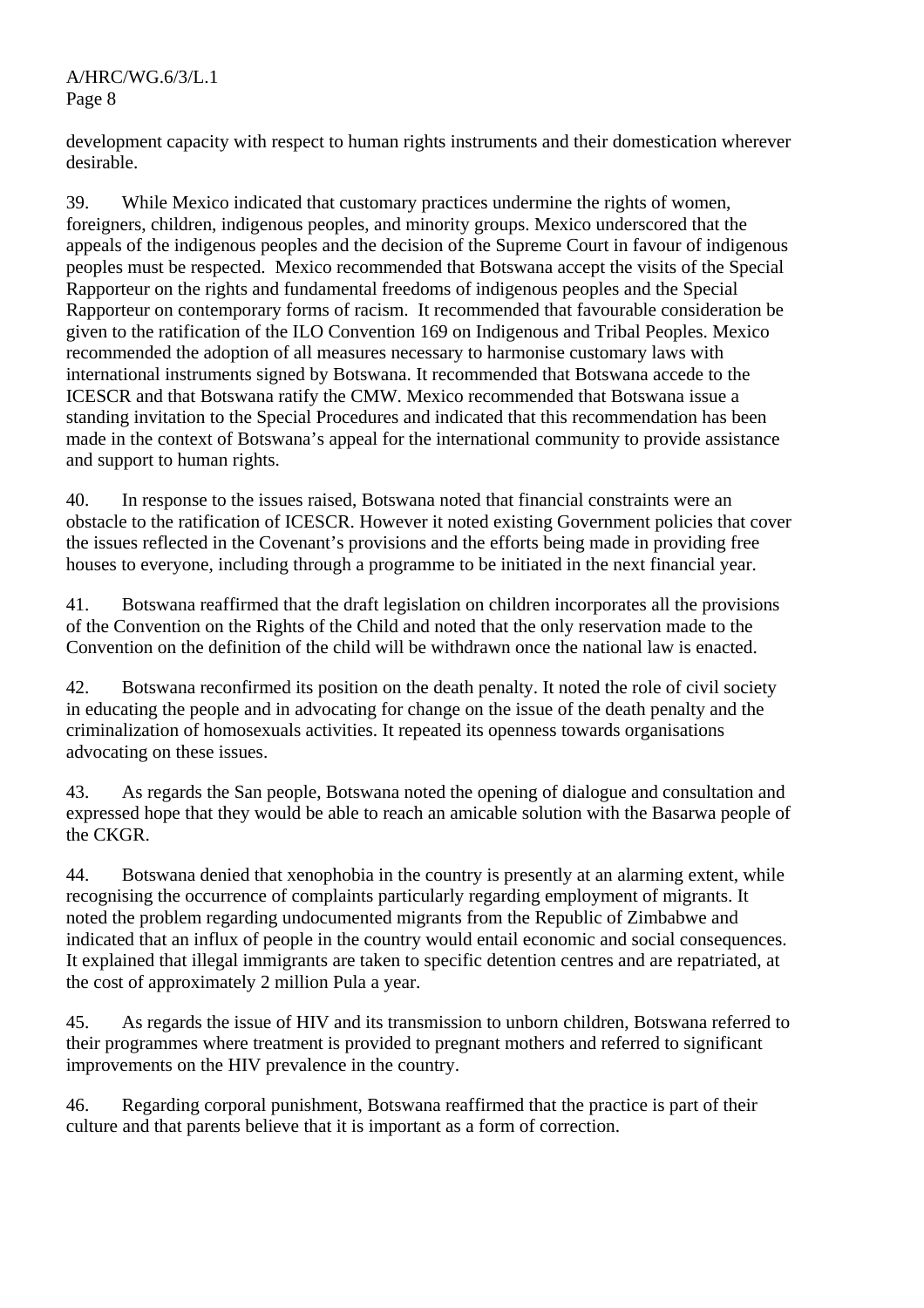development capacity with respect to human rights instruments and their domestication wherever desirable.

39. While Mexico indicated that customary practices undermine the rights of women, foreigners, children, indigenous peoples, and minority groups. Mexico underscored that the appeals of the indigenous peoples and the decision of the Supreme Court in favour of indigenous peoples must be respected. Mexico recommended that Botswana accept the visits of the Special Rapporteur on the rights and fundamental freedoms of indigenous peoples and the Special Rapporteur on contemporary forms of racism. It recommended that favourable consideration be given to the ratification of the ILO Convention 169 on Indigenous and Tribal Peoples. Mexico recommended the adoption of all measures necessary to harmonise customary laws with international instruments signed by Botswana. It recommended that Botswana accede to the ICESCR and that Botswana ratify the CMW. Mexico recommended that Botswana issue a standing invitation to the Special Procedures and indicated that this recommendation has been made in the context of Botswana's appeal for the international community to provide assistance and support to human rights.

40. In response to the issues raised, Botswana noted that financial constraints were an obstacle to the ratification of ICESCR. However it noted existing Government policies that cover the issues reflected in the Covenant's provisions and the efforts being made in providing free houses to everyone, including through a programme to be initiated in the next financial year.

41. Botswana reaffirmed that the draft legislation on children incorporates all the provisions of the Convention on the Rights of the Child and noted that the only reservation made to the Convention on the definition of the child will be withdrawn once the national law is enacted.

42. Botswana reconfirmed its position on the death penalty. It noted the role of civil society in educating the people and in advocating for change on the issue of the death penalty and the criminalization of homosexuals activities. It repeated its openness towards organisations advocating on these issues.

43. As regards the San people, Botswana noted the opening of dialogue and consultation and expressed hope that they would be able to reach an amicable solution with the Basarwa people of the CKGR.

44. Botswana denied that xenophobia in the country is presently at an alarming extent, while recognising the occurrence of complaints particularly regarding employment of migrants. It noted the problem regarding undocumented migrants from the Republic of Zimbabwe and indicated that an influx of people in the country would entail economic and social consequences. It explained that illegal immigrants are taken to specific detention centres and are repatriated, at the cost of approximately 2 million Pula a year.

45. As regards the issue of HIV and its transmission to unborn children, Botswana referred to their programmes where treatment is provided to pregnant mothers and referred to significant improvements on the HIV prevalence in the country.

46. Regarding corporal punishment, Botswana reaffirmed that the practice is part of their culture and that parents believe that it is important as a form of correction.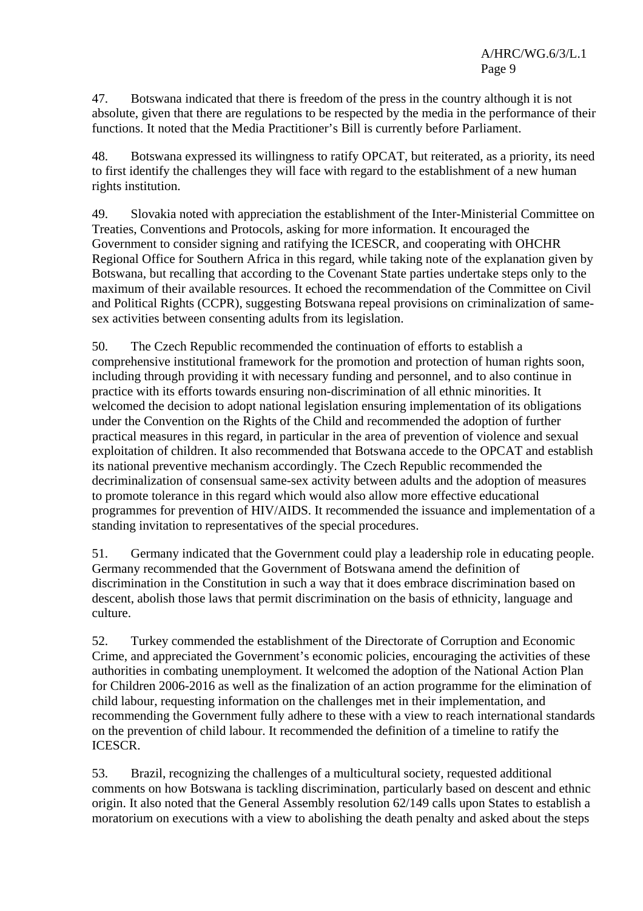47. Botswana indicated that there is freedom of the press in the country although it is not absolute, given that there are regulations to be respected by the media in the performance of their functions. It noted that the Media Practitioner's Bill is currently before Parliament.

48. Botswana expressed its willingness to ratify OPCAT, but reiterated, as a priority, its need to first identify the challenges they will face with regard to the establishment of a new human rights institution.

49. Slovakia noted with appreciation the establishment of the Inter-Ministerial Committee on Treaties, Conventions and Protocols, asking for more information. It encouraged the Government to consider signing and ratifying the ICESCR, and cooperating with OHCHR Regional Office for Southern Africa in this regard, while taking note of the explanation given by Botswana, but recalling that according to the Covenant State parties undertake steps only to the maximum of their available resources. It echoed the recommendation of the Committee on Civil and Political Rights (CCPR), suggesting Botswana repeal provisions on criminalization of same-sex activities between consenting adults from its legislation.

50. The Czech Republic recommended the continuation of efforts to establish a comprehensive institutional framework for the promotion and protection of human rights soon, including through providing it with necessary funding and personnel, and to also continue in practice with its efforts towards ensuring non-discrimination of all ethnic minorities. It welcomed the decision to adopt national legislation ensuring implementation of its obligations under the Convention on the Rights of the Child and recommended the adoption of further practical measures in this regard, in particular in the area of prevention of violence and sexual exploitation of children. It also recommended that Botswana accede to the OPCAT and establish its national preventive mechanism accordingly. The Czech Republic recommended the decriminalization of consensual same-sex activity between adults and the adoption of measures to promote tolerance in this regard which would also allow more effective educational programmes for prevention of HIV/AIDS. It recommended the issuance and implementation of a standing invitation to representatives of the special procedures.

51. Germany indicated that the Government could play a leadership role in educating people. Germany recommended that the Government of Botswana amend the definition of discrimination in the Constitution in such a way that it does embrace discrimination based on descent, abolish those laws that permit discrimination on the basis of ethnicity, language and culture.

52. Turkey commended the establishment of the Directorate of Corruption and Economic Crime, and appreciated the Government's economic policies, encouraging the activities of these authorities in combating unemployment. It welcomed the adoption of the National Action Plan for Children 2006-2016 as well as the finalization of an action programme for the elimination of child labour, requesting information on the challenges met in their implementation, and recommending the Government fully adhere to these with a view to reach international standards on the prevention of child labour. It recommended the definition of a timeline to ratify the ICESCR.

53. Brazil, recognizing the challenges of a multicultural society, requested additional comments on how Botswana is tackling discrimination, particularly based on descent and ethnic origin. It also noted that the General Assembly resolution 62/149 calls upon States to establish a moratorium on executions with a view to abolishing the death penalty and asked about the steps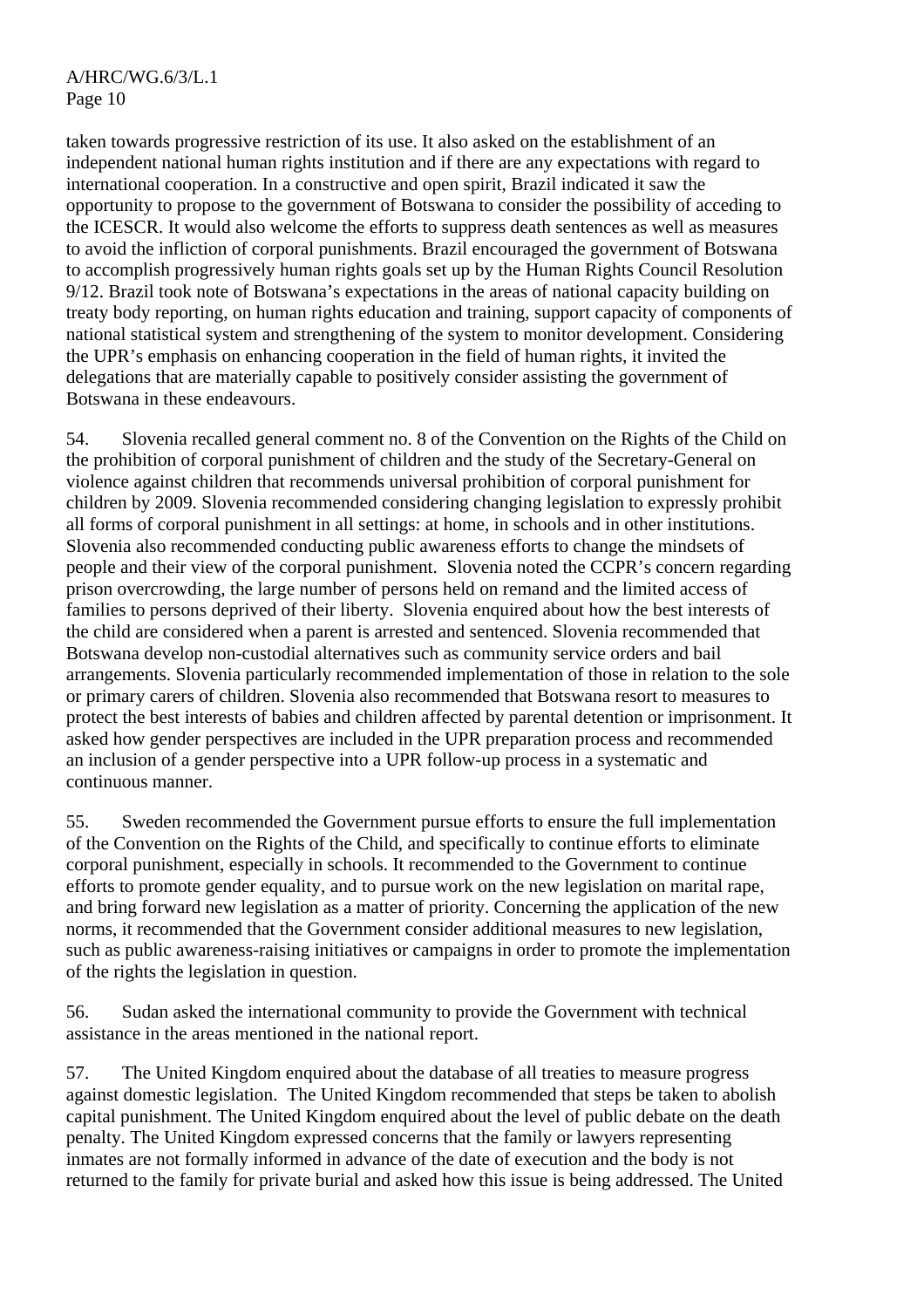taken towards progressive restriction of its use. It also asked on the establishment of an independent national human rights institution and if there are any expectations with regard to international cooperation. In a constructive and open spirit, Brazil indicated it saw the opportunity to propose to the government of Botswana to consider the possibility of acceding to the ICESCR. It would also welcome the efforts to suppress death sentences as well as measures to avoid the infliction of corporal punishments. Brazil encouraged the government of Botswana to accomplish progressively human rights goals set up by the Human Rights Council Resolution 9/12. Brazil took note of Botswana's expectations in the areas of national capacity building on treaty body reporting, on human rights education and training, support capacity of components of national statistical system and strengthening of the system to monitor development. Considering the UPR's emphasis on enhancing cooperation in the field of human rights, it invited the delegations that are materially capable to positively consider assisting the government of Botswana in these endeavours.

54. Slovenia recalled general comment no. 8 of the Convention on the Rights of the Child on the prohibition of corporal punishment of children and the study of the Secretary-General on violence against children that recommends universal prohibition of corporal punishment for children by 2009. Slovenia recommended considering changing legislation to expressly prohibit all forms of corporal punishment in all settings: at home, in schools and in other institutions. Slovenia also recommended conducting public awareness efforts to change the mindsets of people and their view of the corporal punishment. Slovenia noted the CCPR's concern regarding prison overcrowding, the large number of persons held on remand and the limited access of families to persons deprived of their liberty. Slovenia enquired about how the best interests of the child are considered when a parent is arrested and sentenced. Slovenia recommended that Botswana develop non-custodial alternatives such as community service orders and bail arrangements. Slovenia particularly recommended implementation of those in relation to the sole or primary carers of children. Slovenia also recommended that Botswana resort to measures to protect the best interests of babies and children affected by parental detention or imprisonment. It asked how gender perspectives are included in the UPR preparation process and recommended an inclusion of a gender perspective into a UPR follow-up process in a systematic and continuous manner.

55. Sweden recommended the Government pursue efforts to ensure the full implementation of the Convention on the Rights of the Child, and specifically to continue efforts to eliminate corporal punishment, especially in schools. It recommended to the Government to continue efforts to promote gender equality, and to pursue work on the new legislation on marital rape, and bring forward new legislation as a matter of priority. Concerning the application of the new norms, it recommended that the Government consider additional measures to new legislation, such as public awareness-raising initiatives or campaigns in order to promote the implementation of the rights the legislation in question.

56. Sudan asked the international community to provide the Government with technical assistance in the areas mentioned in the national report.

57. The United Kingdom enquired about the database of all treaties to measure progress against domestic legislation. The United Kingdom recommended that steps be taken to abolish capital punishment. The United Kingdom enquired about the level of public debate on the death penalty. The United Kingdom expressed concerns that the family or lawyers representing inmates are not formally informed in advance of the date of execution and the body is not returned to the family for private burial and asked how this issue is being addressed. The United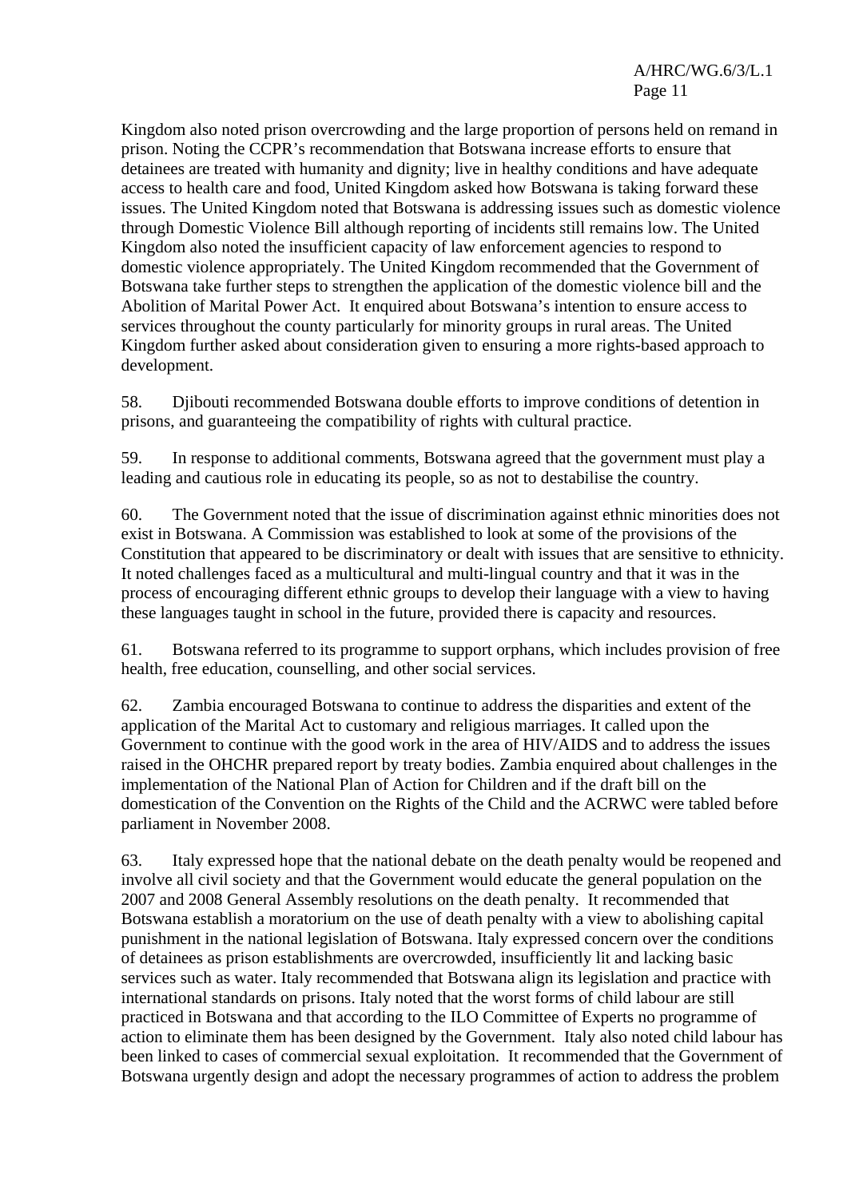Kingdom also noted prison overcrowding and the large proportion of persons held on remand in prison. Noting the CCPR's recommendation that Botswana increase efforts to ensure that detainees are treated with humanity and dignity; live in healthy conditions and have adequate access to health care and food, United Kingdom asked how Botswana is taking forward these issues. The United Kingdom noted that Botswana is addressing issues such as domestic violence through Domestic Violence Bill although reporting of incidents still remains low. The United Kingdom also noted the insufficient capacity of law enforcement agencies to respond to domestic violence appropriately. The United Kingdom recommended that the Government of Botswana take further steps to strengthen the application of the domestic violence bill and the Abolition of Marital Power Act. It enquired about Botswana's intention to ensure access to services throughout the county particularly for minority groups in rural areas. The United Kingdom further asked about consideration given to ensuring a more rights-based approach to development.

58. Djibouti recommended Botswana double efforts to improve conditions of detention in prisons, and guaranteeing the compatibility of rights with cultural practice.

59. In response to additional comments, Botswana agreed that the government must play a leading and cautious role in educating its people, so as not to destabilise the country.

60. The Government noted that the issue of discrimination against ethnic minorities does not exist in Botswana. A Commission was established to look at some of the provisions of the Constitution that appeared to be discriminatory or dealt with issues that are sensitive to ethnicity. It noted challenges faced as a multicultural and multi-lingual country and that it was in the process of encouraging different ethnic groups to develop their language with a view to having these languages taught in school in the future, provided there is capacity and resources.

61. Botswana referred to its programme to support orphans, which includes provision of free health, free education, counselling, and other social services.

62. Zambia encouraged Botswana to continue to address the disparities and extent of the application of the Marital Act to customary and religious marriages. It called upon the Government to continue with the good work in the area of HIV/AIDS and to address the issues raised in the OHCHR prepared report by treaty bodies. Zambia enquired about challenges in the implementation of the National Plan of Action for Children and if the draft bill on the domestication of the Convention on the Rights of the Child and the ACRWC were tabled before parliament in November 2008.

63. Italy expressed hope that the national debate on the death penalty would be reopened and involve all civil society and that the Government would educate the general population on the 2007 and 2008 General Assembly resolutions on the death penalty. It recommended that Botswana establish a moratorium on the use of death penalty with a view to abolishing capital punishment in the national legislation of Botswana. Italy expressed concern over the conditions of detainees as prison establishments are overcrowded, insufficiently lit and lacking basic services such as water. Italy recommended that Botswana align its legislation and practice with international standards on prisons. Italy noted that the worst forms of child labour are still practiced in Botswana and that according to the ILO Committee of Experts no programme of action to eliminate them has been designed by the Government. Italy also noted child labour has been linked to cases of commercial sexual exploitation. It recommended that the Government of Botswana urgently design and adopt the necessary programmes of action to address the problem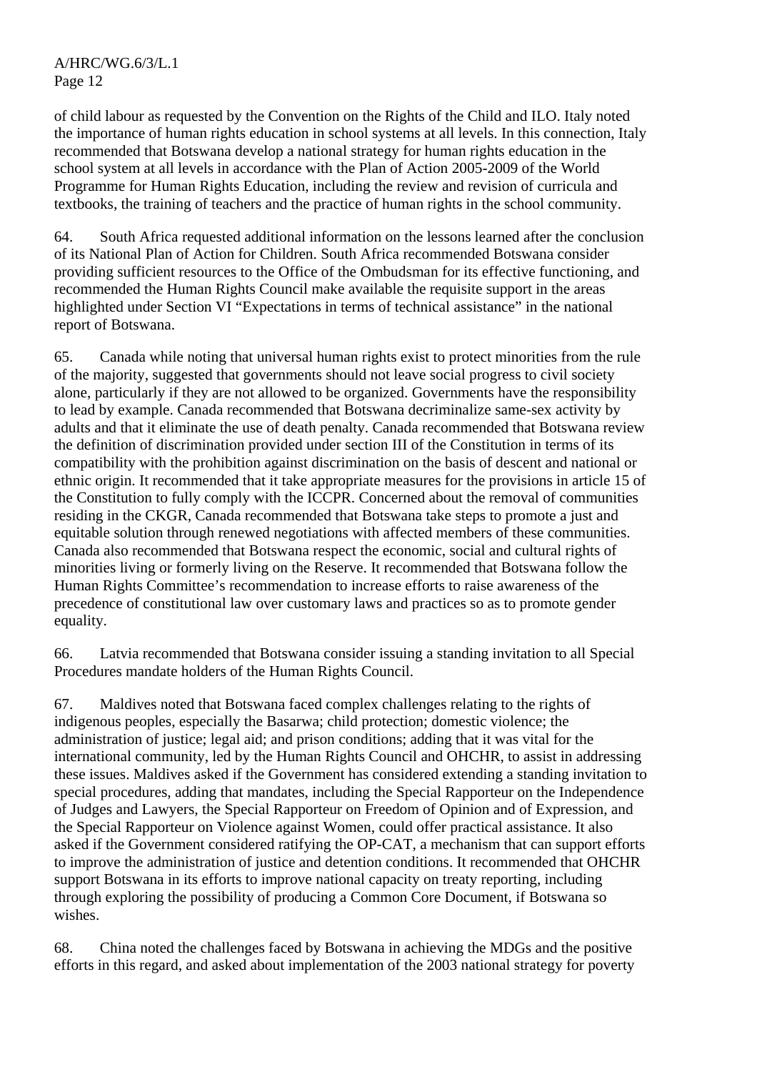of child labour as requested by the Convention on the Rights of the Child and ILO. Italy noted the importance of human rights education in school systems at all levels. In this connection, Italy recommended that Botswana develop a national strategy for human rights education in the school system at all levels in accordance with the Plan of Action 2005-2009 of the World Programme for Human Rights Education, including the review and revision of curricula and textbooks, the training of teachers and the practice of human rights in the school community.

64. South Africa requested additional information on the lessons learned after the conclusion of its National Plan of Action for Children. South Africa recommended Botswana consider providing sufficient resources to the Office of the Ombudsman for its effective functioning, and recommended the Human Rights Council make available the requisite support in the areas highlighted under Section VI "Expectations in terms of technical assistance" in the national report of Botswana.

65. Canada while noting that universal human rights exist to protect minorities from the rule of the majority, suggested that governments should not leave social progress to civil society alone, particularly if they are not allowed to be organized. Governments have the responsibility to lead by example. Canada recommended that Botswana decriminalize same-sex activity by adults and that it eliminate the use of death penalty. Canada recommended that Botswana review the definition of discrimination provided under section III of the Constitution in terms of its compatibility with the prohibition against discrimination on the basis of descent and national or ethnic origin. It recommended that it take appropriate measures for the provisions in article 15 of the Constitution to fully comply with the ICCPR. Concerned about the removal of communities residing in the CKGR, Canada recommended that Botswana take steps to promote a just and equitable solution through renewed negotiations with affected members of these communities. Canada also recommended that Botswana respect the economic, social and cultural rights of minorities living or formerly living on the Reserve. It recommended that Botswana follow the Human Rights Committee's recommendation to increase efforts to raise awareness of the precedence of constitutional law over customary laws and practices so as to promote gender equality.

66. Latvia recommended that Botswana consider issuing a standing invitation to all Special Procedures mandate holders of the Human Rights Council.

67. Maldives noted that Botswana faced complex challenges relating to the rights of indigenous peoples, especially the Basarwa; child protection; domestic violence; the administration of justice; legal aid; and prison conditions; adding that it was vital for the international community, led by the Human Rights Council and OHCHR, to assist in addressing these issues. Maldives asked if the Government has considered extending a standing invitation to special procedures, adding that mandates, including the Special Rapporteur on the Independence of Judges and Lawyers, the Special Rapporteur on Freedom of Opinion and of Expression, and the Special Rapporteur on Violence against Women, could offer practical assistance. It also asked if the Government considered ratifying the OP-CAT, a mechanism that can support efforts to improve the administration of justice and detention conditions. It recommended that OHCHR support Botswana in its efforts to improve national capacity on treaty reporting, including through exploring the possibility of producing a Common Core Document, if Botswana so wishes.

68. China noted the challenges faced by Botswana in achieving the MDGs and the positive efforts in this regard, and asked about implementation of the 2003 national strategy for poverty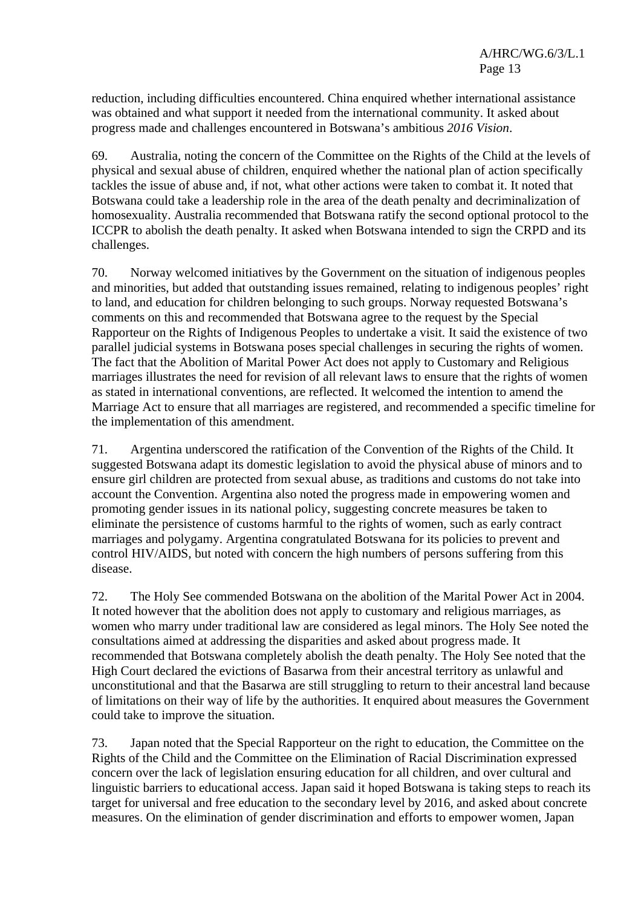reduction, including difficulties encountered. China enquired whether international assistance was obtained and what support it needed from the international community. It asked about progress made and challenges encountered in Botswana's ambitious *2016 Vision*.

69. Australia, noting the concern of the Committee on the Rights of the Child at the levels of physical and sexual abuse of children, enquired whether the national plan of action specifically tackles the issue of abuse and, if not, what other actions were taken to combat it. It noted that Botswana could take a leadership role in the area of the death penalty and decriminalization of homosexuality. Australia recommended that Botswana ratify the second optional protocol to the ICCPR to abolish the death penalty. It asked when Botswana intended to sign the CRPD and its challenges.

70. Norway welcomed initiatives by the Government on the situation of indigenous peoples and minorities, but added that outstanding issues remained, relating to indigenous peoples' right to land, and education for children belonging to such groups. Norway requested Botswana's comments on this and recommended that Botswana agree to the request by the Special Rapporteur on the Rights of Indigenous Peoples to undertake a visit. It said the existence of two parallel judicial systems in Botswana poses special challenges in securing the rights of women. The fact that the Abolition of Marital Power Act does not apply to Customary and Religious marriages illustrates the need for revision of all relevant laws to ensure that the rights of women as stated in international conventions, are reflected. It welcomed the intention to amend the Marriage Act to ensure that all marriages are registered, and recommended a specific timeline for the implementation of this amendment.

71. Argentina underscored the ratification of the Convention of the Rights of the Child. It suggested Botswana adapt its domestic legislation to avoid the physical abuse of minors and to ensure girl children are protected from sexual abuse, as traditions and customs do not take into account the Convention. Argentina also noted the progress made in empowering women and promoting gender issues in its national policy, suggesting concrete measures be taken to eliminate the persistence of customs harmful to the rights of women, such as early contract marriages and polygamy. Argentina congratulated Botswana for its policies to prevent and control HIV/AIDS, but noted with concern the high numbers of persons suffering from this disease.

72. The Holy See commended Botswana on the abolition of the Marital Power Act in 2004. It noted however that the abolition does not apply to customary and religious marriages, as women who marry under traditional law are considered as legal minors. The Holy See noted the consultations aimed at addressing the disparities and asked about progress made. It recommended that Botswana completely abolish the death penalty. The Holy See noted that the High Court declared the evictions of Basarwa from their ancestral territory as unlawful and unconstitutional and that the Basarwa are still struggling to return to their ancestral land because of limitations on their way of life by the authorities. It enquired about measures the Government could take to improve the situation.

73. Japan noted that the Special Rapporteur on the right to education, the Committee on the Rights of the Child and the Committee on the Elimination of Racial Discrimination expressed concern over the lack of legislation ensuring education for all children, and over cultural and linguistic barriers to educational access. Japan said it hoped Botswana is taking steps to reach its target for universal and free education to the secondary level by 2016, and asked about concrete measures. On the elimination of gender discrimination and efforts to empower women, Japan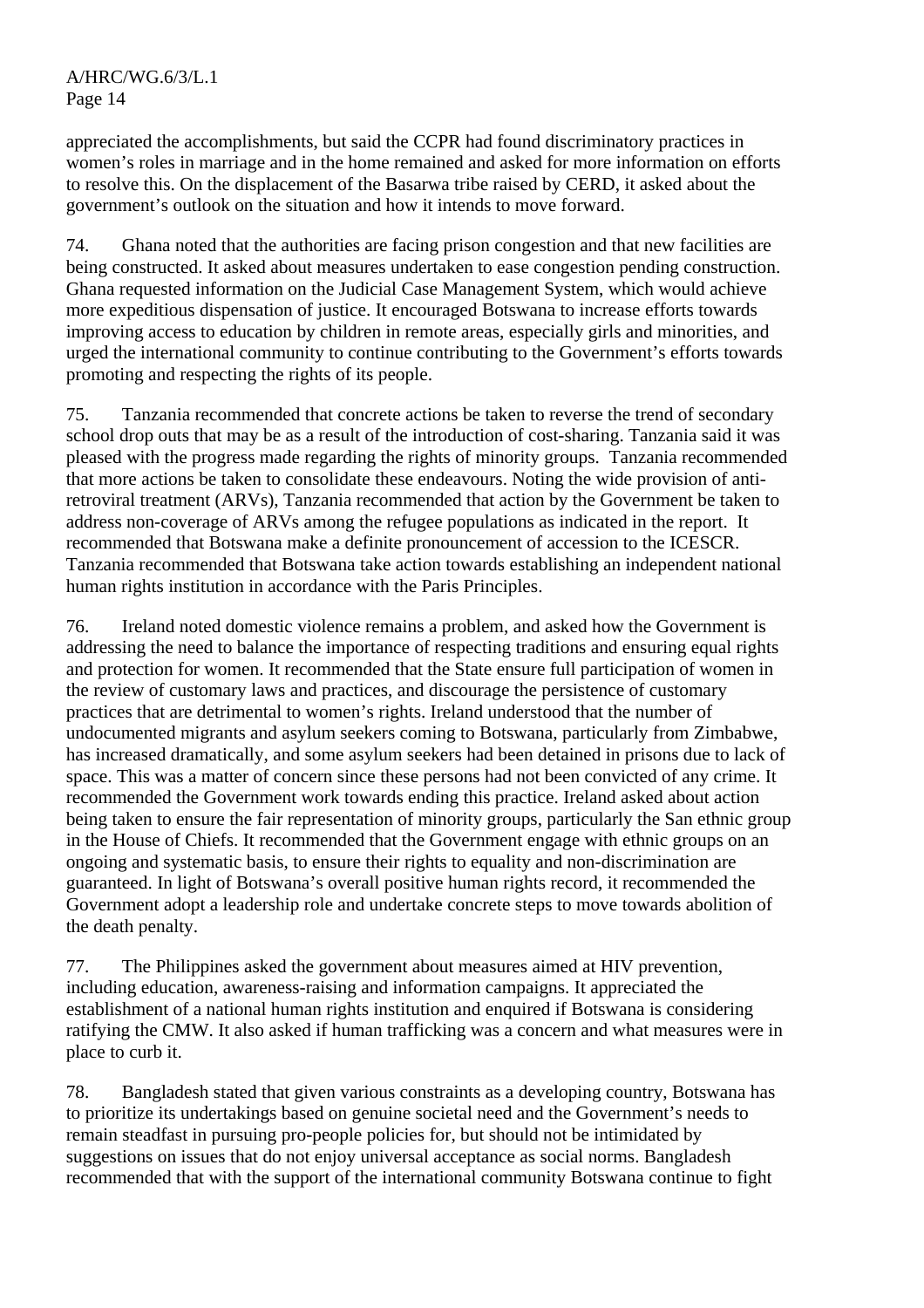appreciated the accomplishments, but said the CCPR had found discriminatory practices in women's roles in marriage and in the home remained and asked for more information on efforts to resolve this. On the displacement of the Basarwa tribe raised by CERD, it asked about the government's outlook on the situation and how it intends to move forward.

74. Ghana noted that the authorities are facing prison congestion and that new facilities are being constructed. It asked about measures undertaken to ease congestion pending construction. Ghana requested information on the Judicial Case Management System, which would achieve more expeditious dispensation of justice. It encouraged Botswana to increase efforts towards improving access to education by children in remote areas, especially girls and minorities, and urged the international community to continue contributing to the Government's efforts towards promoting and respecting the rights of its people.

75. Tanzania recommended that concrete actions be taken to reverse the trend of secondary school drop outs that may be as a result of the introduction of cost-sharing. Tanzania said it was pleased with the progress made regarding the rights of minority groups. Tanzania recommended that more actions be taken to consolidate these endeavours. Noting the wide provision of anti-retroviral treatment (ARVs), Tanzania recommended that action by the Government be taken to address non-coverage of ARVs among the refugee populations as indicated in the report. It recommended that Botswana make a definite pronouncement of accession to the ICESCR. Tanzania recommended that Botswana take action towards establishing an independent national human rights institution in accordance with the Paris Principles.

76. Ireland noted domestic violence remains a problem, and asked how the Government is addressing the need to balance the importance of respecting traditions and ensuring equal rights and protection for women. It recommended that the State ensure full participation of women in the review of customary laws and practices, and discourage the persistence of customary practices that are detrimental to women's rights. Ireland understood that the number of undocumented migrants and asylum seekers coming to Botswana, particularly from Zimbabwe, has increased dramatically, and some asylum seekers had been detained in prisons due to lack of space. This was a matter of concern since these persons had not been convicted of any crime. It recommended the Government work towards ending this practice. Ireland asked about action being taken to ensure the fair representation of minority groups, particularly the San ethnic group in the House of Chiefs. It recommended that the Government engage with ethnic groups on an ongoing and systematic basis, to ensure their rights to equality and non-discrimination are guaranteed. In light of Botswana's overall positive human rights record, it recommended the Government adopt a leadership role and undertake concrete steps to move towards abolition of the death penalty.

77. The Philippines asked the government about measures aimed at HIV prevention, including education, awareness-raising and information campaigns. It appreciated the establishment of a national human rights institution and enquired if Botswana is considering ratifying the CMW. It also asked if human trafficking was a concern and what measures were in place to curb it.

78. Bangladesh stated that given various constraints as a developing country, Botswana has to prioritize its undertakings based on genuine societal need and the Government's needs to remain steadfast in pursuing pro-people policies for, but should not be intimidated by suggestions on issues that do not enjoy universal acceptance as social norms. Bangladesh recommended that with the support of the international community Botswana continue to fight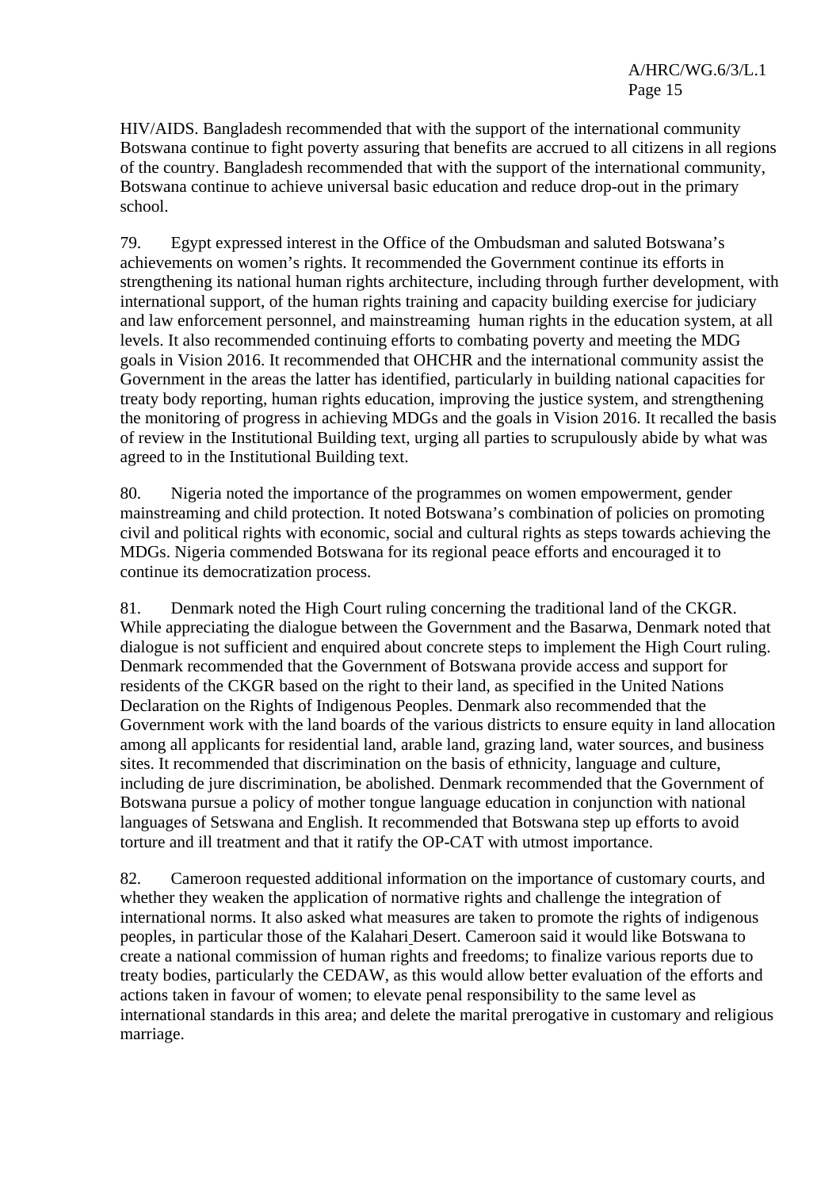HIV/AIDS. Bangladesh recommended that with the support of the international community Botswana continue to fight poverty assuring that benefits are accrued to all citizens in all regions of the country. Bangladesh recommended that with the support of the international community, Botswana continue to achieve universal basic education and reduce drop-out in the primary school.

79. Egypt expressed interest in the Office of the Ombudsman and saluted Botswana's achievements on women's rights. It recommended the Government continue its efforts in strengthening its national human rights architecture, including through further development, with international support, of the human rights training and capacity building exercise for judiciary and law enforcement personnel, and mainstreaming human rights in the education system, at all levels. It also recommended continuing efforts to combating poverty and meeting the MDG goals in Vision 2016. It recommended that OHCHR and the international community assist the Government in the areas the latter has identified, particularly in building national capacities for treaty body reporting, human rights education, improving the justice system, and strengthening the monitoring of progress in achieving MDGs and the goals in Vision 2016. It recalled the basis of review in the Institutional Building text, urging all parties to scrupulously abide by what was agreed to in the Institutional Building text.

80. Nigeria noted the importance of the programmes on women empowerment, gender mainstreaming and child protection. It noted Botswana's combination of policies on promoting civil and political rights with economic, social and cultural rights as steps towards achieving the MDGs. Nigeria commended Botswana for its regional peace efforts and encouraged it to continue its democratization process.

81. Denmark noted the High Court ruling concerning the traditional land of the CKGR. While appreciating the dialogue between the Government and the Basarwa, Denmark noted that dialogue is not sufficient and enquired about concrete steps to implement the High Court ruling. Denmark recommended that the Government of Botswana provide access and support for residents of the CKGR based on the right to their land, as specified in the United Nations Declaration on the Rights of Indigenous Peoples. Denmark also recommended that the Government work with the land boards of the various districts to ensure equity in land allocation among all applicants for residential land, arable land, grazing land, water sources, and business sites. It recommended that discrimination on the basis of ethnicity, language and culture, including de jure discrimination, be abolished. Denmark recommended that the Government of Botswana pursue a policy of mother tongue language education in conjunction with national languages of Setswana and English. It recommended that Botswana step up efforts to avoid torture and ill treatment and that it ratify the OP-CAT with utmost importance.

82. Cameroon requested additional information on the importance of customary courts, and whether they weaken the application of normative rights and challenge the integration of international norms. It also asked what measures are taken to promote the rights of indigenous peoples, in particular those of the Kalahari Desert. Cameroon said it would like Botswana to create a national commission of human rights and freedoms; to finalize various reports due to treaty bodies, particularly the CEDAW, as this would allow better evaluation of the efforts and actions taken in favour of women; to elevate penal responsibility to the same level as international standards in this area; and delete the marital prerogative in customary and religious marriage.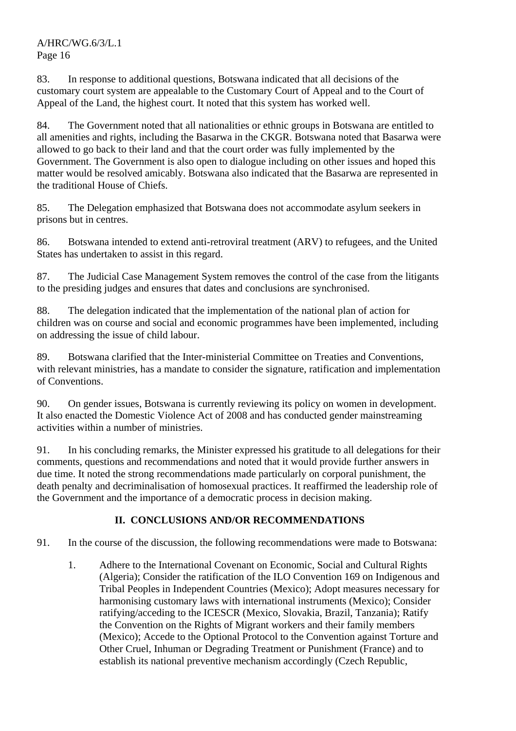83. In response to additional questions, Botswana indicated that all decisions of the customary court system are appealable to the Customary Court of Appeal and to the Court of Appeal of the Land, the highest court. It noted that this system has worked well.

84. The Government noted that all nationalities or ethnic groups in Botswana are entitled to all amenities and rights, including the Basarwa in the CKGR. Botswana noted that Basarwa were allowed to go back to their land and that the court order was fully implemented by the Government. The Government is also open to dialogue including on other issues and hoped this matter would be resolved amicably. Botswana also indicated that the Basarwa are represented in the traditional House of Chiefs.

85. The Delegation emphasized that Botswana does not accommodate asylum seekers in prisons but in centres.

86. Botswana intended to extend anti-retroviral treatment (ARV) to refugees, and the United States has undertaken to assist in this regard.

87. The Judicial Case Management System removes the control of the case from the litigants to the presiding judges and ensures that dates and conclusions are synchronised.

88. The delegation indicated that the implementation of the national plan of action for children was on course and social and economic programmes have been implemented, including on addressing the issue of child labour.

89. Botswana clarified that the Inter-ministerial Committee on Treaties and Conventions, with relevant ministries, has a mandate to consider the signature, ratification and implementation of Conventions.

90. On gender issues, Botswana is currently reviewing its policy on women in development. It also enacted the Domestic Violence Act of 2008 and has conducted gender mainstreaming activities within a number of ministries.

91. In his concluding remarks, the Minister expressed his gratitude to all delegations for their comments, questions and recommendations and noted that it would provide further answers in due time. It noted the strong recommendations made particularly on corporal punishment, the death penalty and decriminalisation of homosexual practices. It reaffirmed the leadership role of the Government and the importance of a democratic process in decision making.

## II. CONCLUSIONS AND/OR RECOMMENDATIONS

91. In the course of the discussion, the following recommendations were made to Botswana:

1. Adhere to the International Covenant on Economic, Social and Cultural Rights (Algeria); Consider the ratification of the ILO Convention 169 on Indigenous and Tribal Peoples in Independent Countries (Mexico); Adopt measures necessary for harmonising customary laws with international instruments (Mexico); Consider ratifying/acceding to the ICESCR (Mexico, Slovakia, Brazil, Tanzania); Ratify the Convention on the Rights of Migrant workers and their family members (Mexico); Accede to the Optional Protocol to the Convention against Torture and Other Cruel, Inhuman or Degrading Treatment or Punishment (France) and to establish its national preventive mechanism accordingly (Czech Republic,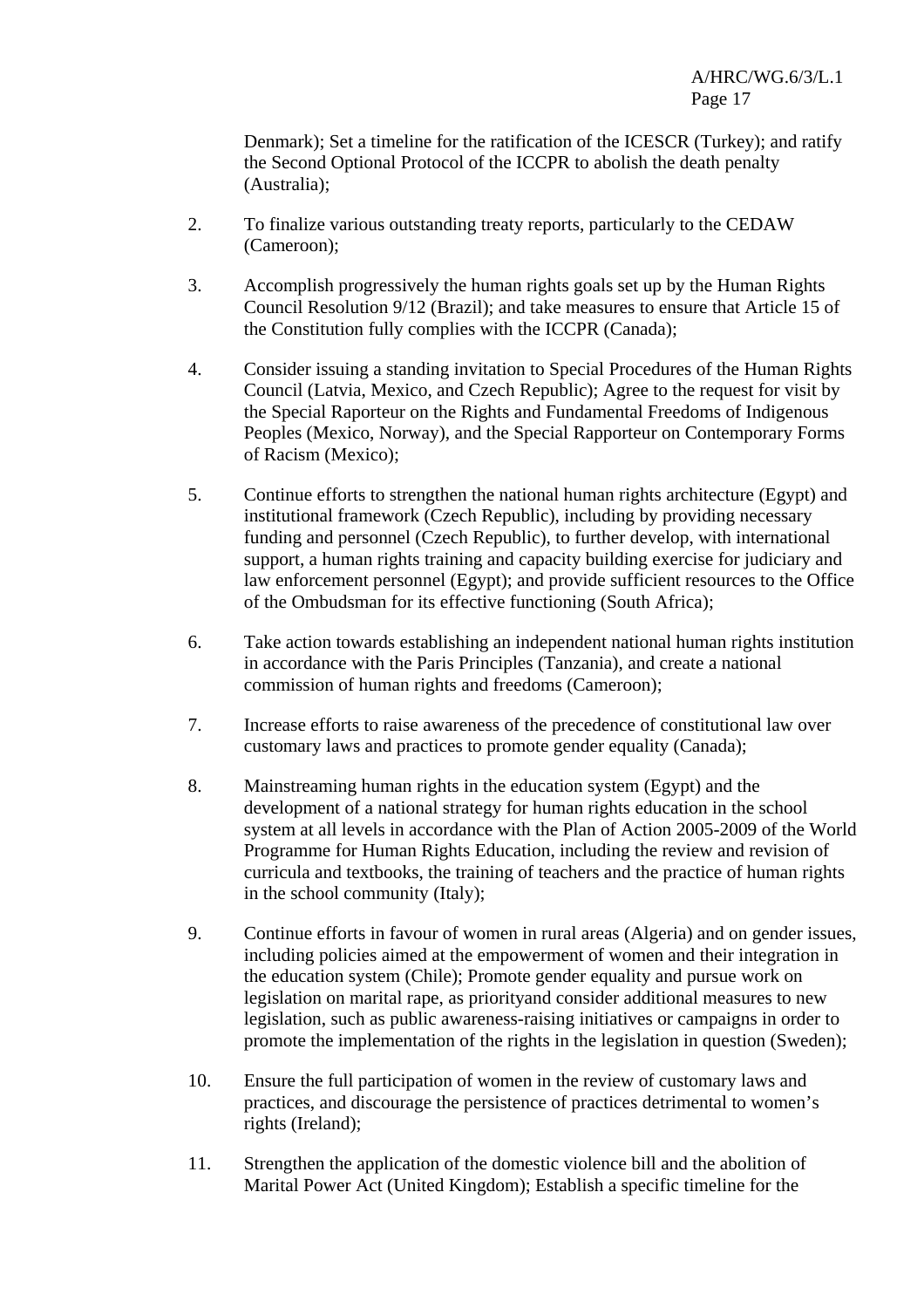Denmark); Set a timeline for the ratification of the ICESCR (Turkey); and ratify the Second Optional Protocol of the ICCPR to abolish the death penalty (Australia);

2. To finalize various outstanding treaty reports, particularly to the CEDAW (Cameroon);

3. Accomplish progressively the human rights goals set up by the Human Rights Council Resolution 9/12 (Brazil); and take measures to ensure that Article 15 of the Constitution fully complies with the ICCPR (Canada);

4. Consider issuing a standing invitation to Special Procedures of the Human Rights Council (Latvia, Mexico, and Czech Republic); Agree to the request for visit by the Special Raporteur on the Rights and Fundamental Freedoms of Indigenous Peoples (Mexico, Norway), and the Special Rapporteur on Contemporary Forms of Racism (Mexico);

5. Continue efforts to strengthen the national human rights architecture (Egypt) and institutional framework (Czech Republic), including by providing necessary funding and personnel (Czech Republic), to further develop, with international support, a human rights training and capacity building exercise for judiciary and law enforcement personnel (Egypt); and provide sufficient resources to the Office of the Ombudsman for its effective functioning (South Africa);

6. Take action towards establishing an independent national human rights institution in accordance with the Paris Principles (Tanzania), and create a national commission of human rights and freedoms (Cameroon);

7. Increase efforts to raise awareness of the precedence of constitutional law over customary laws and practices to promote gender equality (Canada);

8. Mainstreaming human rights in the education system (Egypt) and the development of a national strategy for human rights education in the school system at all levels in accordance with the Plan of Action 2005-2009 of the World Programme for Human Rights Education, including the review and revision of curricula and textbooks, the training of teachers and the practice of human rights in the school community (Italy);

9. Continue efforts in favour of women in rural areas (Algeria) and on gender issues, including policies aimed at the empowerment of women and their integration in the education system (Chile); Promote gender equality and pursue work on legislation on marital rape, as priorityand consider additional measures to new legislation, such as public awareness-raising initiatives or campaigns in order to promote the implementation of the rights in the legislation in question (Sweden);

10. Ensure the full participation of women in the review of customary laws and practices, and discourage the persistence of practices detrimental to women's rights (Ireland);

11. Strengthen the application of the domestic violence bill and the abolition of Marital Power Act (United Kingdom); Establish a specific timeline for the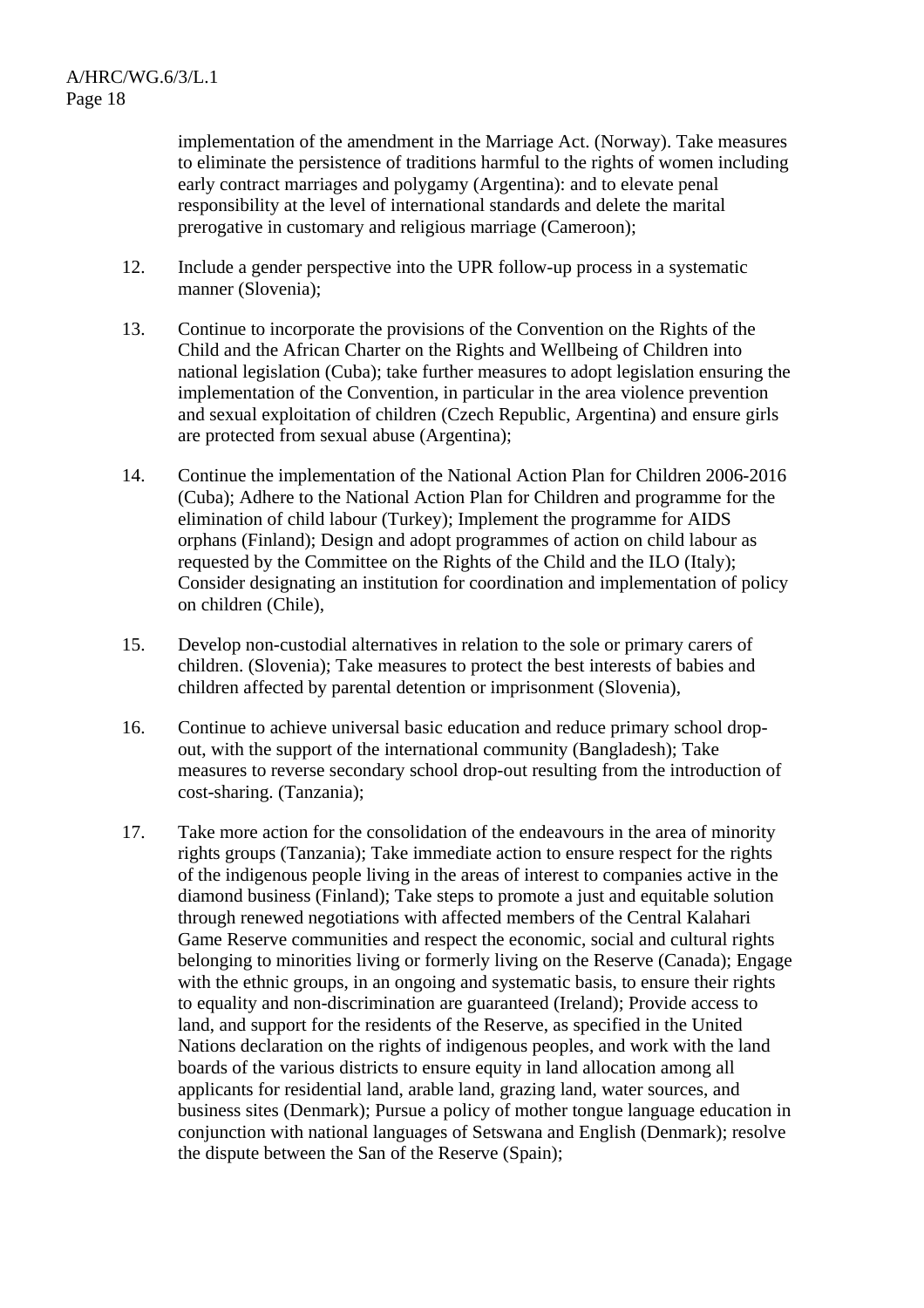implementation of the amendment in the Marriage Act. (Norway). Take measures to eliminate the persistence of traditions harmful to the rights of women including early contract marriages and polygamy (Argentina): and to elevate penal responsibility at the level of international standards and delete the marital prerogative in customary and religious marriage (Cameroon);

12. Include a gender perspective into the UPR follow-up process in a systematic manner (Slovenia);

13. Continue to incorporate the provisions of the Convention on the Rights of the Child and the African Charter on the Rights and Wellbeing of Children into national legislation (Cuba); take further measures to adopt legislation ensuring the implementation of the Convention, in particular in the area violence prevention and sexual exploitation of children (Czech Republic, Argentina) and ensure girls are protected from sexual abuse (Argentina);

14. Continue the implementation of the National Action Plan for Children 2006-2016 (Cuba); Adhere to the National Action Plan for Children and programme for the elimination of child labour (Turkey); Implement the programme for AIDS orphans (Finland); Design and adopt programmes of action on child labour as requested by the Committee on the Rights of the Child and the ILO (Italy); Consider designating an institution for coordination and implementation of policy on children (Chile),

15. Develop non-custodial alternatives in relation to the sole or primary carers of children. (Slovenia); Take measures to protect the best interests of babies and children affected by parental detention or imprisonment (Slovenia),

16. Continue to achieve universal basic education and reduce primary school drop-out, with the support of the international community (Bangladesh); Take measures to reverse secondary school drop-out resulting from the introduction of cost-sharing. (Tanzania);

17. Take more action for the consolidation of the endeavours in the area of minority rights groups (Tanzania); Take immediate action to ensure respect for the rights of the indigenous people living in the areas of interest to companies active in the diamond business (Finland); Take steps to promote a just and equitable solution through renewed negotiations with affected members of the Central Kalahari Game Reserve communities and respect the economic, social and cultural rights belonging to minorities living or formerly living on the Reserve (Canada); Engage with the ethnic groups, in an ongoing and systematic basis, to ensure their rights to equality and non-discrimination are guaranteed (Ireland); Provide access to land, and support for the residents of the Reserve, as specified in the United Nations declaration on the rights of indigenous peoples, and work with the land boards of the various districts to ensure equity in land allocation among all applicants for residential land, arable land, grazing land, water sources, and business sites (Denmark); Pursue a policy of mother tongue language education in conjunction with national languages of Setswana and English (Denmark); resolve the dispute between the San of the Reserve (Spain);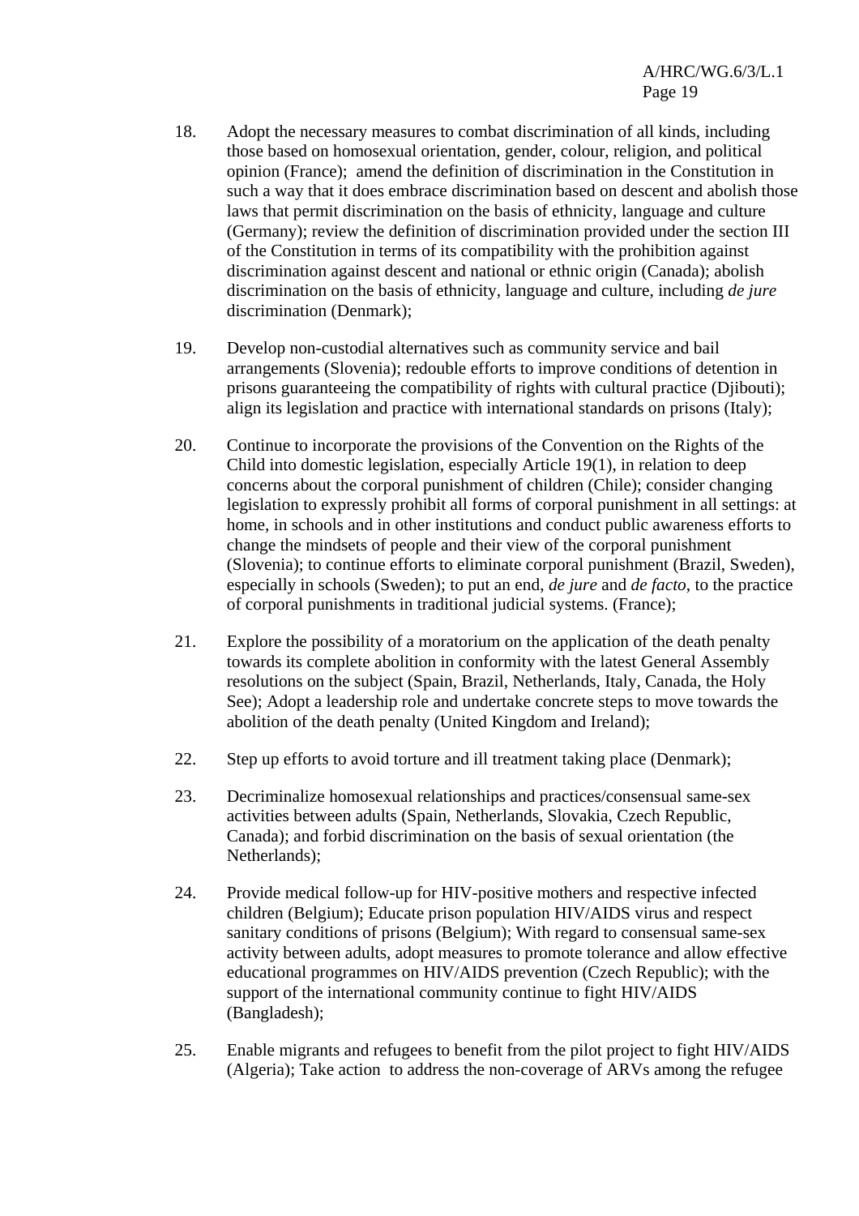18. Adopt the necessary measures to combat discrimination of all kinds, including those based on homosexual orientation, gender, colour, religion, and political opinion (France); amend the definition of discrimination in the Constitution in such a way that it does embrace discrimination based on descent and abolish those laws that permit discrimination on the basis of ethnicity, language and culture (Germany); review the definition of discrimination provided under the section III of the Constitution in terms of its compatibility with the prohibition against discrimination against descent and national or ethnic origin (Canada); abolish discrimination on the basis of ethnicity, language and culture, including *de jure* discrimination (Denmark);

19. Develop non-custodial alternatives such as community service and bail arrangements (Slovenia); redouble efforts to improve conditions of detention in prisons guaranteeing the compatibility of rights with cultural practice (Djibouti); align its legislation and practice with international standards on prisons (Italy);

20. Continue to incorporate the provisions of the Convention on the Rights of the Child into domestic legislation, especially Article 19(1), in relation to deep concerns about the corporal punishment of children (Chile); consider changing legislation to expressly prohibit all forms of corporal punishment in all settings: at home, in schools and in other institutions and conduct public awareness efforts to change the mindsets of people and their view of the corporal punishment (Slovenia); to continue efforts to eliminate corporal punishment (Brazil, Sweden), especially in schools (Sweden); to put an end, *de jure* and *de facto*, to the practice of corporal punishments in traditional judicial systems. (France);

21. Explore the possibility of a moratorium on the application of the death penalty towards its complete abolition in conformity with the latest General Assembly resolutions on the subject (Spain, Brazil, Netherlands, Italy, Canada, the Holy See); Adopt a leadership role and undertake concrete steps to move towards the abolition of the death penalty (United Kingdom and Ireland);

22. Step up efforts to avoid torture and ill treatment taking place (Denmark);

23. Decriminalize homosexual relationships and practices/consensual same-sex activities between adults (Spain, Netherlands, Slovakia, Czech Republic, Canada); and forbid discrimination on the basis of sexual orientation (the Netherlands);

24. Provide medical follow-up for HIV-positive mothers and respective infected children (Belgium); Educate prison population HIV/AIDS virus and respect sanitary conditions of prisons (Belgium); With regard to consensual same-sex activity between adults, adopt measures to promote tolerance and allow effective educational programmes on HIV/AIDS prevention (Czech Republic); with the support of the international community continue to fight HIV/AIDS (Bangladesh);

25. Enable migrants and refugees to benefit from the pilot project to fight HIV/AIDS (Algeria); Take action to address the non-coverage of ARVs among the refugee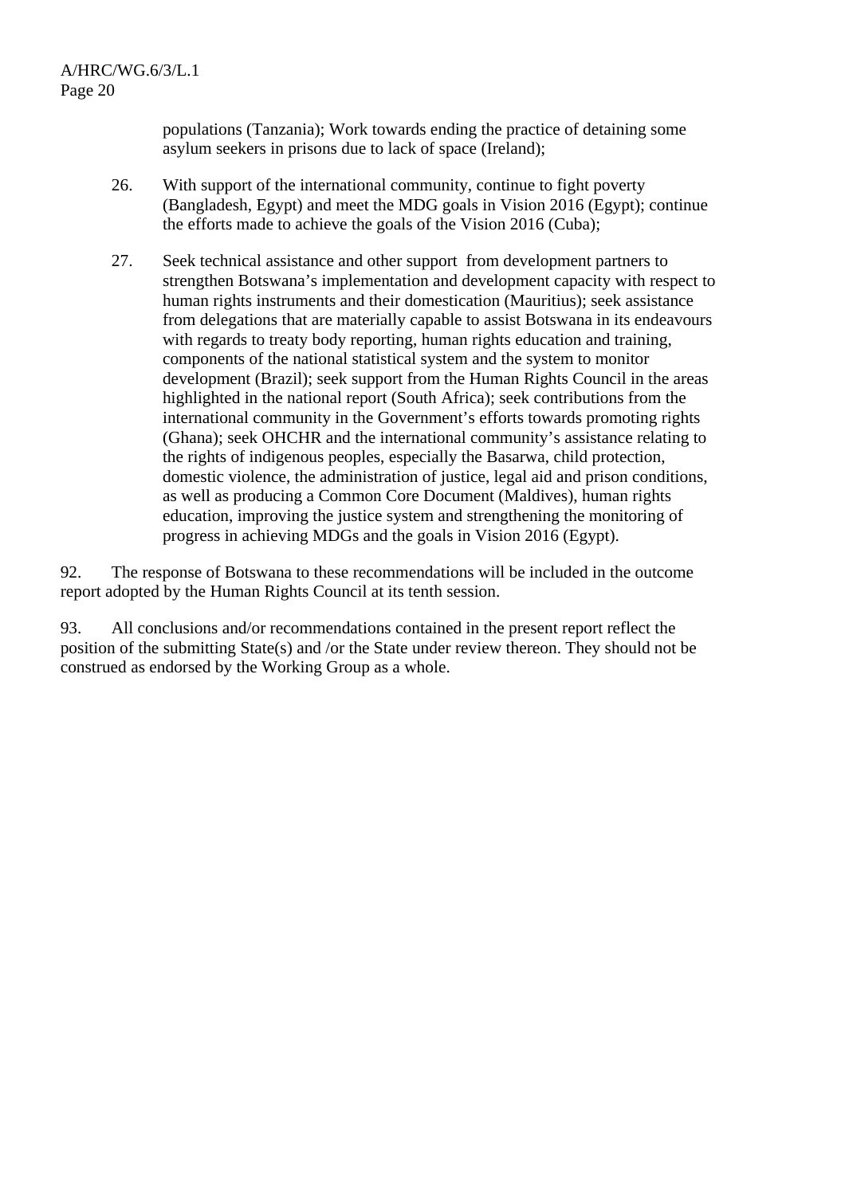populations (Tanzania); Work towards ending the practice of detaining some asylum seekers in prisons due to lack of space (Ireland);

26. With support of the international community, continue to fight poverty (Bangladesh, Egypt) and meet the MDG goals in Vision 2016 (Egypt); continue the efforts made to achieve the goals of the Vision 2016 (Cuba);

27. Seek technical assistance and other support from development partners to strengthen Botswana's implementation and development capacity with respect to human rights instruments and their domestication (Mauritius); seek assistance from delegations that are materially capable to assist Botswana in its endeavours with regards to treaty body reporting, human rights education and training, components of the national statistical system and the system to monitor development (Brazil); seek support from the Human Rights Council in the areas highlighted in the national report (South Africa); seek contributions from the international community in the Government's efforts towards promoting rights (Ghana); seek OHCHR and the international community's assistance relating to the rights of indigenous peoples, especially the Basarwa, child protection, domestic violence, the administration of justice, legal aid and prison conditions, as well as producing a Common Core Document (Maldives), human rights education, improving the justice system and strengthening the monitoring of progress in achieving MDGs and the goals in Vision 2016 (Egypt).

92. The response of Botswana to these recommendations will be included in the outcome report adopted by the Human Rights Council at its tenth session.

93. All conclusions and/or recommendations contained in the present report reflect the position of the submitting State(s) and /or the State under review thereon. They should not be construed as endorsed by the Working Group as a whole.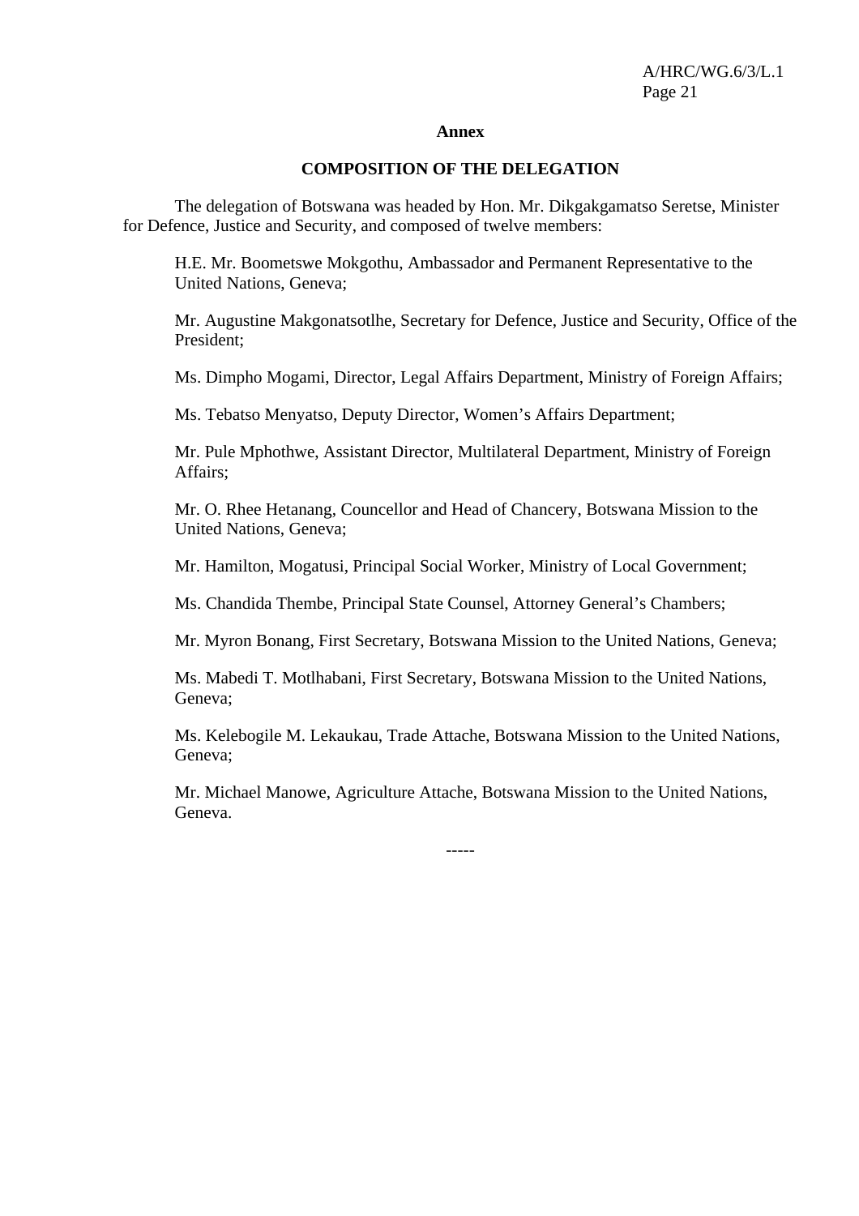**Annex**

**COMPOSITION OF THE DELEGATION**

The delegation of Botswana was headed by Hon. Mr. Dikgakgamatso Seretse, Minister for Defence, Justice and Security, and composed of twelve members:

H.E. Mr. Boometswe Mokgothu, Ambassador and Permanent Representative to the United Nations, Geneva;

Mr. Augustine Makgonatsotlhe, Secretary for Defence, Justice and Security, Office of the President;

Ms. Dimpho Mogami, Director, Legal Affairs Department, Ministry of Foreign Affairs;

Ms. Tebatso Menyatso, Deputy Director, Women's Affairs Department;

Mr. Pule Mphothwe, Assistant Director, Multilateral Department, Ministry of Foreign Affairs;

Mr. O. Rhee Hetanang, Councellor and Head of Chancery, Botswana Mission to the United Nations, Geneva;

Mr. Hamilton, Mogatusi, Principal Social Worker, Ministry of Local Government;

Ms. Chandida Thembe, Principal State Counsel, Attorney General's Chambers;

Mr. Myron Bonang, First Secretary, Botswana Mission to the United Nations, Geneva;

Ms. Mabedi T. Motlhabani, First Secretary, Botswana Mission to the United Nations, Geneva;

Ms. Kelebogile M. Lekaukau, Trade Attache, Botswana Mission to the United Nations, Geneva;

Mr. Michael Manowe, Agriculture Attache, Botswana Mission to the United Nations, Geneva.

-----